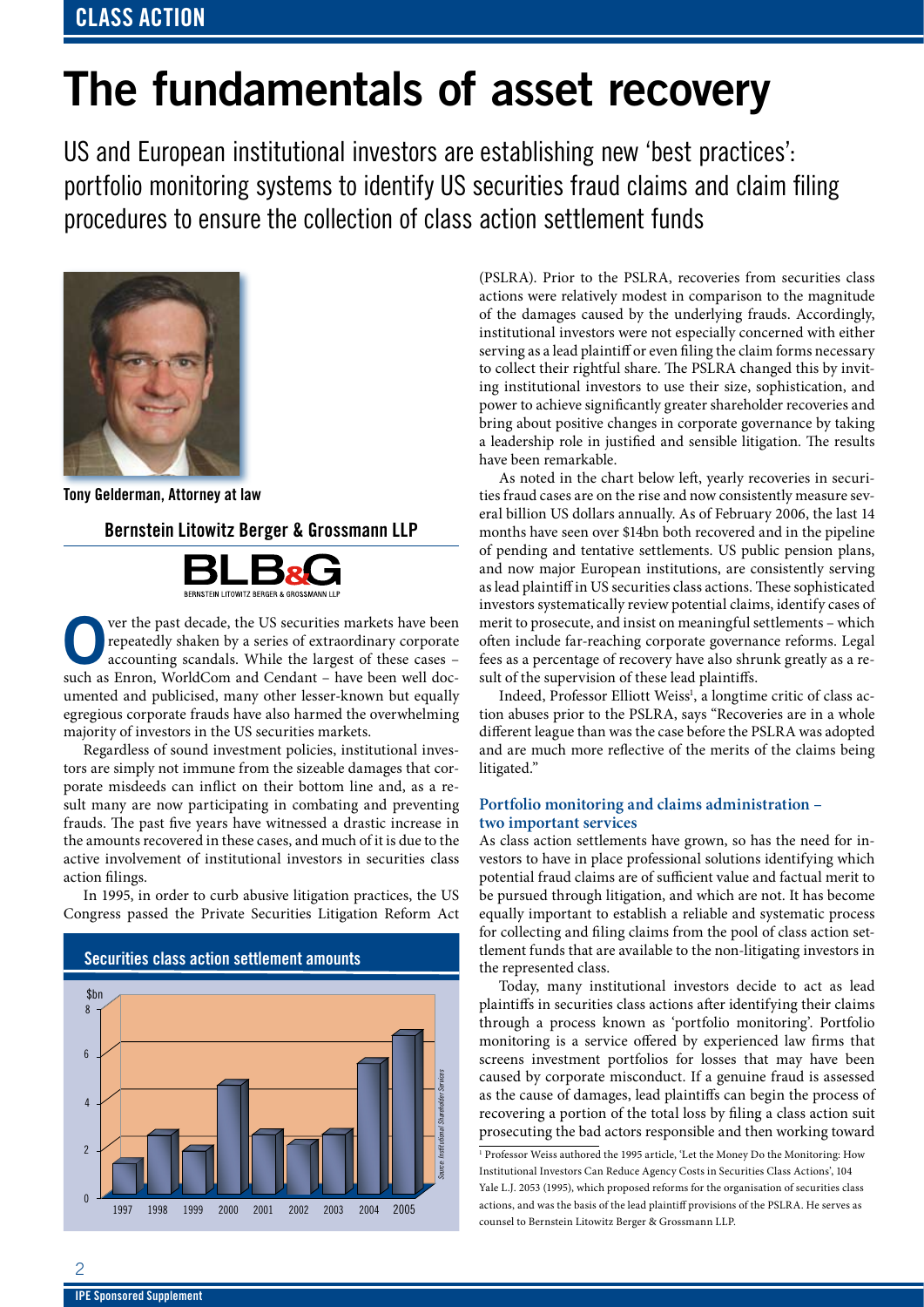# The fundamentals of asset recovery

US and European institutional investors are establishing new 'best practices': portfolio monitoring systems to identify US securities fraud claims and claim filing procedures to ensure the collection of class action settlement funds

**Tony Gelderman, Attorney at law**

**Bernstein Litowitz Berger & Grossmann LLP**

Over the past decade, the US securities markets have been repeatedly shaken by a series of extraordinary corporate accounting scandals. While the largest of these cases – such as Enron, WorldCom and Cendant – have been well documented and publicised, many other lesser-known but equally egregious corporate frauds have also harmed the overwhelming majority of investors in the US securities markets.

Regardless of sound investment policies, institutional investors are simply not immune from the sizeable damages that corporate misdeeds can inflict on their bottom line and, as a result many are now participating in combating and preventing frauds. The past five years have witnessed a drastic increase in the amounts recovered in these cases, and much of it is due to the active involvement of institutional investors in securities class action filings.

In 1995, in order to curb abusive litigation practices, the US Congress passed the Private Securities Litigation Reform Act (PSLRA). Prior to the PSLRA, recoveries from securities class actions were relatively modest in comparison to the magnitude of the damages caused by the underlying frauds. Accordingly, institutional investors were not especially concerned with either serving as a lead plaintiff or even filing the claim forms necessary to collect their rightful share. The PSLRA changed this by inviting institutional investors to use their size, sophistication, and power to achieve significantly greater shareholder recoveries and bring about positive changes in corporate governance by taking a leadership role in justified and sensible litigation. The results have been remarkable.

**Securities class action settlement amounts**

| Year | $bn (approx.) |
|---|---|
| 1997 | 1.3 |
| 1998 | 2.5 |
| 1999 | 1.8 |
| 2000 | 4.7 |
| 2001 | 2.5 |
| 2002 | 2.1 |
| 2003 | 2.5 |
| 2004 | 5.5 |
| 2005 | 6.7 |

*Source: Institutional Shareholder Services*

As noted in the chart below left, yearly recoveries in securities fraud cases are on the rise and now consistently measure several billion US dollars annually. As of February 2006, the last 14 months have seen over $14bn both recovered and in the pipeline of pending and tentative settlements. US public pension plans, and now major European institutions, are consistently serving as lead plaintiff in US securities class actions. These sophisticated investors systematically review potential claims, identify cases of merit to prosecute, and insist on meaningful settlements – which often include far-reaching corporate governance reforms. Legal fees as a percentage of recovery have also shrunk greatly as a result of the supervision of these lead plaintiffs.

Indeed, Professor Elliott Weiss[1], a longtime critic of class action abuses prior to the PSLRA, says "Recoveries are in a whole different league than was the case before the PSLRA was adopted and are much more reflective of the merits of the claims being litigated."

### Portfolio monitoring and claims administration – two important services

As class action settlements have grown, so has the need for investors to have in place professional solutions identifying which potential fraud claims are of sufficient value and factual merit to be pursued through litigation, and which are not. It has become equally important to establish a reliable and systematic process for collecting and filing claims from the pool of class action settlement funds that are available to the non-litigating investors in the represented class.

Today, many institutional investors decide to act as lead plaintiffs in securities class actions after identifying their claims through a process known as 'portfolio monitoring'. Portfolio monitoring is a service offered by experienced law firms that screens investment portfolios for losses that may have been caused by corporate misconduct. If a genuine fraud is assessed as the cause of damages, lead plaintiffs can begin the process of recovering a portion of the total loss by filing a class action suit prosecuting the bad actors responsible and then working toward

[1] Professor Weiss authored the 1995 article, 'Let the Money Do the Monitoring: How Institutional Investors Can Reduce Agency Costs in Securities Class Actions', 104 Yale L.J. 2053 (1995), which proposed reforms for the organisation of securities class actions, and was the basis of the lead plaintiff provisions of the PSLRA. He serves as counsel to Bernstein Litowitz Berger & Grossmann LLP.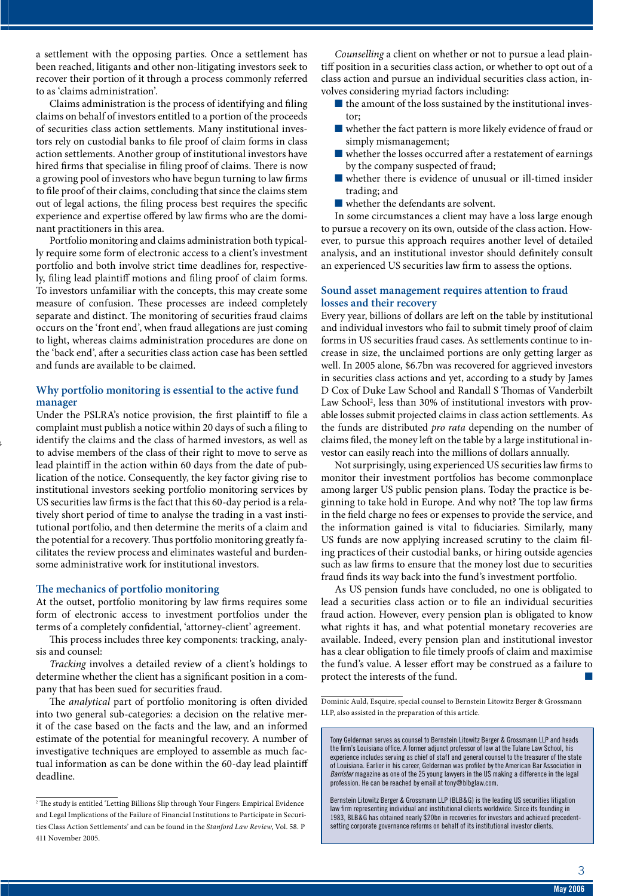a settlement with the opposing parties. Once a settlement has been reached, litigants and other non-litigating investors seek to recover their portion of it through a process commonly referred to as 'claims administration'.

Claims administration is the process of identifying and filing claims on behalf of investors entitled to a portion of the proceeds of securities class action settlements. Many institutional investors rely on custodial banks to file proof of claim forms in class action settlements. Another group of institutional investors have hired firms that specialise in filing proof of claims. There is now a growing pool of investors who have begun turning to law firms to file proof of their claims, concluding that since the claims stem out of legal actions, the filing process best requires the specific experience and expertise offered by law firms who are the dominant practitioners in this area.

Portfolio monitoring and claims administration both typically require some form of electronic access to a client's investment portfolio and both involve strict time deadlines for, respectively, filing lead plaintiff motions and filing proof of claim forms. To investors unfamiliar with the concepts, this may create some measure of confusion. These processes are indeed completely separate and distinct. The monitoring of securities fraud claims occurs on the 'front end', when fraud allegations are just coming to light, whereas claims administration procedures are done on the 'back end', after a securities class action case has been settled and funds are available to be claimed.

## Why portfolio monitoring is essential to the active fund manager

Under the PSLRA's notice provision, the first plaintiff to file a complaint must publish a notice within 20 days of such a filing to identify the claims and the class of harmed investors, as well as to advise members of the class of their right to move to serve as lead plaintiff in the action within 60 days from the date of publication of the notice. Consequently, the key factor giving rise to institutional investors seeking portfolio monitoring services by US securities law firms is the fact that this 60-day period is a relatively short period of time to analyse the trading in a vast institutional portfolio, and then determine the merits of a claim and the potential for a recovery. Thus portfolio monitoring greatly facilitates the review process and eliminates wasteful and burdensome administrative work for institutional investors.

## The mechanics of portfolio monitoring

At the outset, portfolio monitoring by law firms requires some form of electronic access to investment portfolios under the terms of a completely confidential, 'attorney-client' agreement.

This process includes three key components: tracking, analysis and counsel:

*Tracking* involves a detailed review of a client's holdings to determine whether the client has a significant position in a company that has been sued for securities fraud.

The *analytical* part of portfolio monitoring is often divided into two general sub-categories: a decision on the relative merit of the case based on the facts and the law, and an informed estimate of the potential for meaningful recovery. A number of investigative techniques are employed to assemble as much factual information as can be done within the 60-day lead plaintiff deadline.

*Counselling* a client on whether or not to pursue a lead plaintiff position in a securities class action, or whether to opt out of a class action and pursue an individual securities class action, involves considering myriad factors including:

- the amount of the loss sustained by the institutional investor;
- whether the fact pattern is more likely evidence of fraud or simply mismanagement;
- whether the losses occurred after a restatement of earnings by the company suspected of fraud;
- whether there is evidence of unusual or ill-timed insider trading; and
- whether the defendants are solvent.

In some circumstances a client may have a loss large enough to pursue a recovery on its own, outside of the class action. However, to pursue this approach requires another level of detailed analysis, and an institutional investor should definitely consult an experienced US securities law firm to assess the options.

## Sound asset management requires attention to fraud losses and their recovery

Every year, billions of dollars are left on the table by institutional and individual investors who fail to submit timely proof of claim forms in US securities fraud cases. As settlements continue to increase in size, the unclaimed portions are only getting larger as well. In 2005 alone, $6.7bn was recovered for aggrieved investors in securities class actions and yet, according to a study by James D Cox of Duke Law School and Randall S Thomas of Vanderbilt Law School[2], less than 30% of institutional investors with provable losses submit projected claims in class action settlements. As the funds are distributed *pro rata* depending on the number of claims filed, the money left on the table by a large institutional investor can easily reach into the millions of dollars annually.

Not surprisingly, using experienced US securities law firms to monitor their investment portfolios has become commonplace among larger US public pension plans. Today the practice is beginning to take hold in Europe. And why not? The top law firms in the field charge no fees or expenses to provide the service, and the information gained is vital to fiduciaries. Similarly, many US funds are now applying increased scrutiny to the claim filing practices of their custodial banks, or hiring outside agencies such as law firms to ensure that the money lost due to securities fraud finds its way back into the fund's investment portfolio.

As US pension funds have concluded, no one is obligated to lead a securities class action or to file an individual securities fraud action. However, every pension plan is obligated to know what rights it has, and what potential monetary recoveries are available. Indeed, every pension plan and institutional investor has a clear obligation to file timely proofs of claim and maximise the fund's value. A lesser effort may be construed as a failure to protect the interests of the fund. ■

Dominic Auld, Esquire, special counsel to Bernstein Litowitz Berger & Grossmann LLP, also assisted in the preparation of this article.

[2] The study is entitled 'Letting Billions Slip through Your Fingers: Empirical Evidence and Legal Implications of the Failure of Financial Institutions to Participate in Securities Class Action Settlements' and can be found in the *Stanford Law Review*, Vol. 58. P 411 November 2005.

Tony Gelderman serves as counsel to Bernstein Litowitz Berger & Grossmann LLP and heads the firm's Louisiana office. A former adjunct professor of law at the Tulane Law School, his experience includes serving as chief of staff and general counsel to the treasurer of the state of Louisiana. Earlier in his career, Gelderman was profiled by the American Bar Association in *Barrister* magazine as one of the 25 young lawyers in the US making a difference in the legal profession. He can be reached by email at tony@blbglaw.com.

Bernstein Litowitz Berger & Grossmann LLP (BLB&G) is the leading US securities litigation law firm representing individual and institutional clients worldwide. Since its founding in 1983, BLB&G has obtained nearly $20bn in recoveries for investors and achieved precedent-setting corporate governance reforms on behalf of its institutional investor clients.